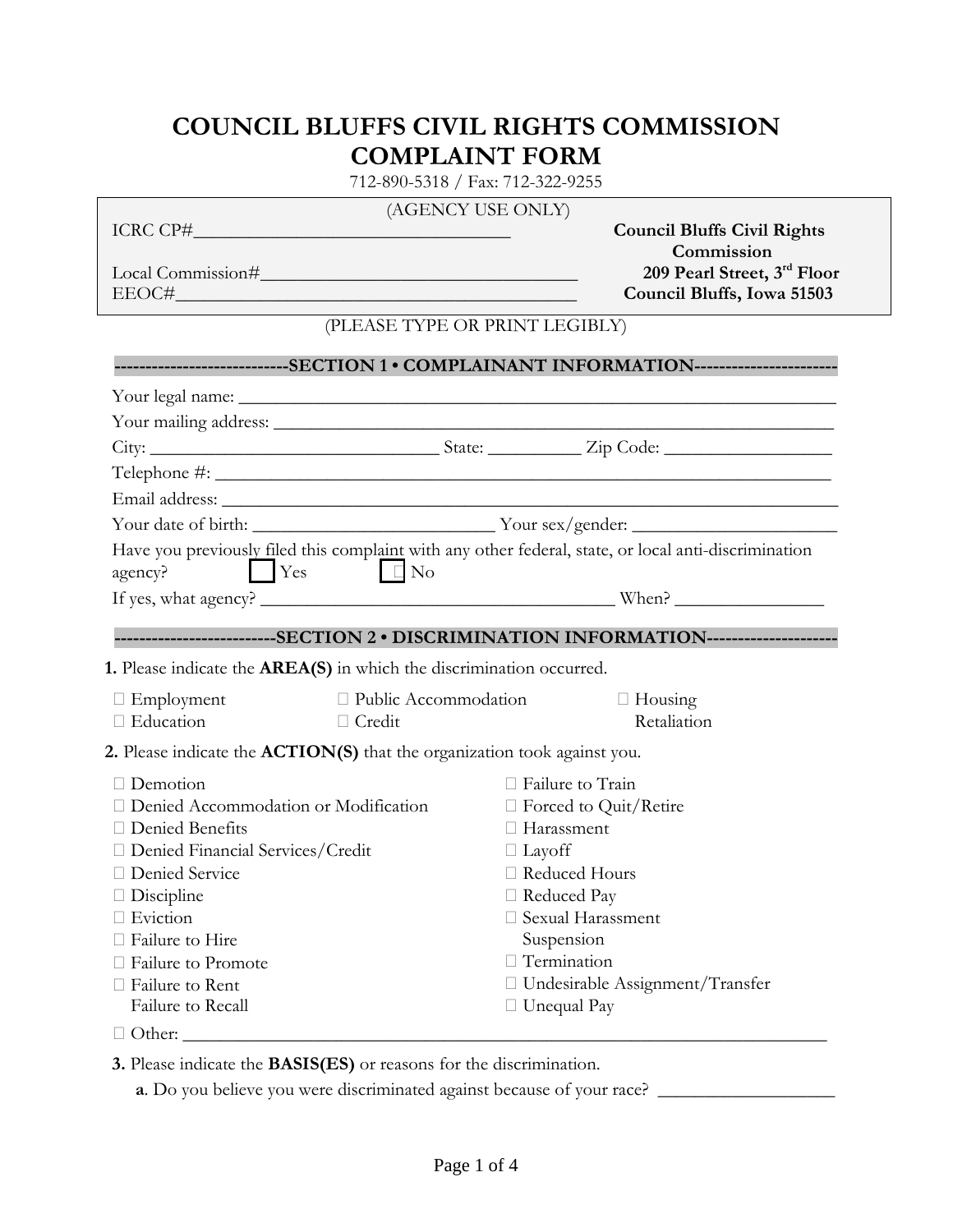# COUNCIL BLUFFS CIVIL RIGHTS COMMISSION
# COMPLAINT FORM

712-890-5318 / Fax: 712-322-9255

(AGENCY USE ONLY)

ICRC CP#___________________________________

Local Commission#___________________________________

EEOC#___________________________________

**Council Bluffs Civil Rights Commission**
**209 Pearl Street, 3rd Floor**
**Council Bluffs, Iowa 51503**

(PLEASE TYPE OR PRINT LEGIBLY)

## ---------------------------SECTION 1 • COMPLAINANT INFORMATION----------------------

Your legal name: ___________________________________________________________________

Your mailing address: _______________________________________________________________

City: _______________________________ State: __________ Zip Code: __________________

Telephone #: _______________________________________________________________________

Email address: ______________________________________________________________________

Your date of birth: __________________________ Your sex/gender: ______________________

Have you previously filed this complaint with any other federal, state, or local anti-discrimination agency? ☐ Yes ☐ No

If yes, what agency? _______________________________________ When? ________________

## -------------------------SECTION 2 • DISCRIMINATION INFORMATION--------------------

**1.** Please indicate the **AREA(S)** in which the discrimination occurred.

☐ Employment
☐ Public Accommodation
☐ Housing
☐ Education
☐ Credit
Retaliation

**2.** Please indicate the **ACTION(S)** that the organization took against you.

☐ Demotion
☐ Denied Accommodation or Modification
☐ Denied Benefits
☐ Denied Financial Services/Credit
☐ Denied Service
☐ Discipline
☐ Eviction
☐ Failure to Hire
☐ Failure to Promote
☐ Failure to Rent
Failure to Recall
☐ Failure to Train
☐ Forced to Quit/Retire
☐ Harassment
☐ Layoff
☐ Reduced Hours
☐ Reduced Pay
☐ Sexual Harassment
Suspension
☐ Termination
☐ Undesirable Assignment/Transfer
☐ Unequal Pay

☐ Other: ___________________________________________________________________________

**3.** Please indicate the **BASIS(ES)** or reasons for the discrimination.

**a**. Do you believe you were discriminated against because of your race? ___________________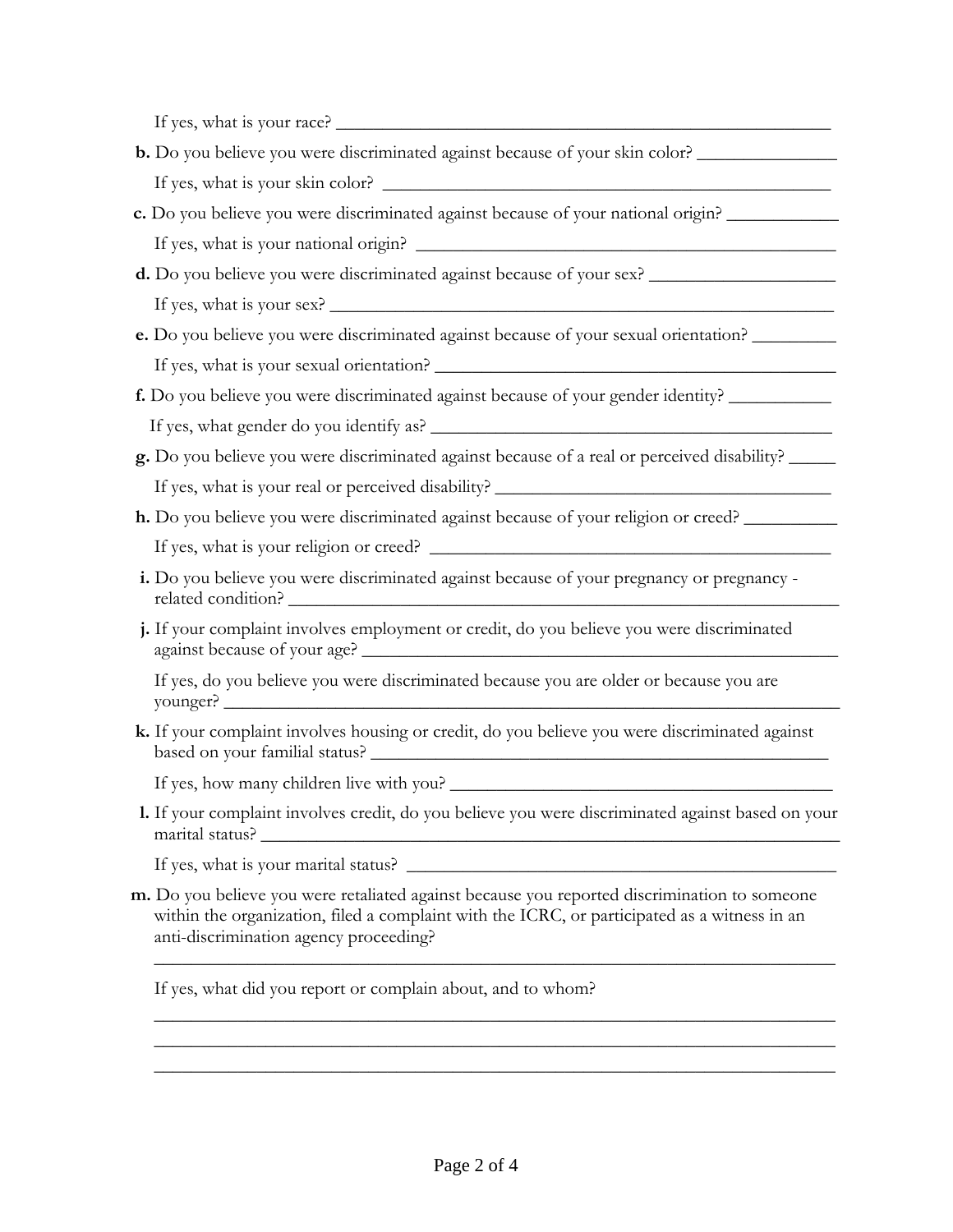If yes, what is your race? ______________________________________________________

**b.** Do you believe you were discriminated against because of your skin color? _______________

If yes, what is your skin color? _________________________________________________

**c.** Do you believe you were discriminated against because of your national origin? ____________

If yes, what is your national origin? _____________________________________________

**d.** Do you believe you were discriminated against because of your sex? ___________________

If yes, what is your sex? ______________________________________________________

**e.** Do you believe you were discriminated against because of your sexual orientation? _________

If yes, what is your sexual orientation? __________________________________________

**f.** Do you believe you were discriminated against because of your gender identity? ___________

If yes, what gender do you identify as? __________________________________________

**g.** Do you believe you were discriminated against because of a real or perceived disability? _____

If yes, what is your real or perceived disability? ___________________________________

**h.** Do you believe you were discriminated against because of your religion or creed? __________

If yes, what is your religion or creed? ___________________________________________

**i.** Do you believe you were discriminated against because of your pregnancy or pregnancy - related condition? ______________________________________________________________

**j.** If your complaint involves employment or credit, do you believe you were discriminated against because of your age? ___________________________________________________

If yes, do you believe you were discriminated because you are older or because you are younger? ________________________________________________________________

**k.** If your complaint involves housing or credit, do you believe you were discriminated against based on your familial status? ______________________________________________

If yes, how many children live with you? _________________________________________

**l.** If your complaint involves credit, do you believe you were discriminated against based on your marital status? ____________________________________________________________

If yes, what is your marital status? _______________________________________________

**m.** Do you believe you were retaliated against because you reported discrimination to someone within the organization, filed a complaint with the ICRC, or participated as a witness in an anti-discrimination agency proceeding?

_________________________________________________________________________

If yes, what did you report or complain about, and to whom?

_________________________________________________________________________

_________________________________________________________________________

_________________________________________________________________________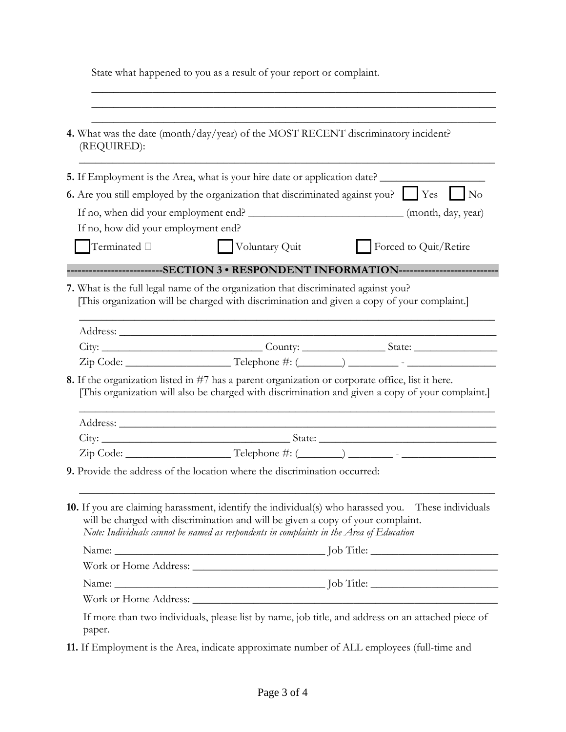State what happened to you as a result of your report or complaint.

_______________________________________________________________________________

_______________________________________________________________________________

_______________________________________________________________________________

**4.** What was the date (month/day/year) of the MOST RECENT discriminatory incident? (REQUIRED):

_______________________________________________________________________________

**5.** If Employment is the Area, what is your hire date or application date? ___________________

**6.** Are you still employed by the organization that discriminated against you? ☐ Yes ☐ No

If no, when did your employment end? ___________________________ (month, day, year)

If no, how did your employment end?

☐ Terminated ☐ Voluntary Quit ☐ Forced to Quit/Retire

## -------------------------SECTION 3 • RESPONDENT INFORMATION--------------------------

**7.** What is the full legal name of the organization that discriminated against you?
[This organization will be charged with discrimination and given a copy of your complaint.]

_______________________________________________________________________________

Address: _______________________________________________________________________

City: _____________________________ County: _______________ State: _______________

Zip Code: ___________________ Telephone #: (________) _________ - ________________

**8.** If the organization listed in #7 has a parent organization or corporate office, list it here.
[This organization will <u>also</u> be charged with discrimination and given a copy of your complaint.]

_______________________________________________________________________________

Address: _______________________________________________________________________

City: _________________________________ State: _________________________________

Zip Code: ___________________ Telephone #: (________) ________ - _________________

**9.** Provide the address of the location where the discrimination occurred:

_______________________________________________________________________________

**10.** If you are claiming harassment, identify the individual(s) who harassed you. These individuals will be charged with discrimination and will be given a copy of your complaint.
*Note: Individuals cannot be named as respondents in complaints in the Area of Education*

Name: _______________________________________ Job Title: _______________________

Work or Home Address: _________________________________________________________

Name: _______________________________________ Job Title: _______________________

Work or Home Address: _________________________________________________________

If more than two individuals, please list by name, job title, and address on an attached piece of paper.

**11.** If Employment is the Area, indicate approximate number of ALL employees (full-time and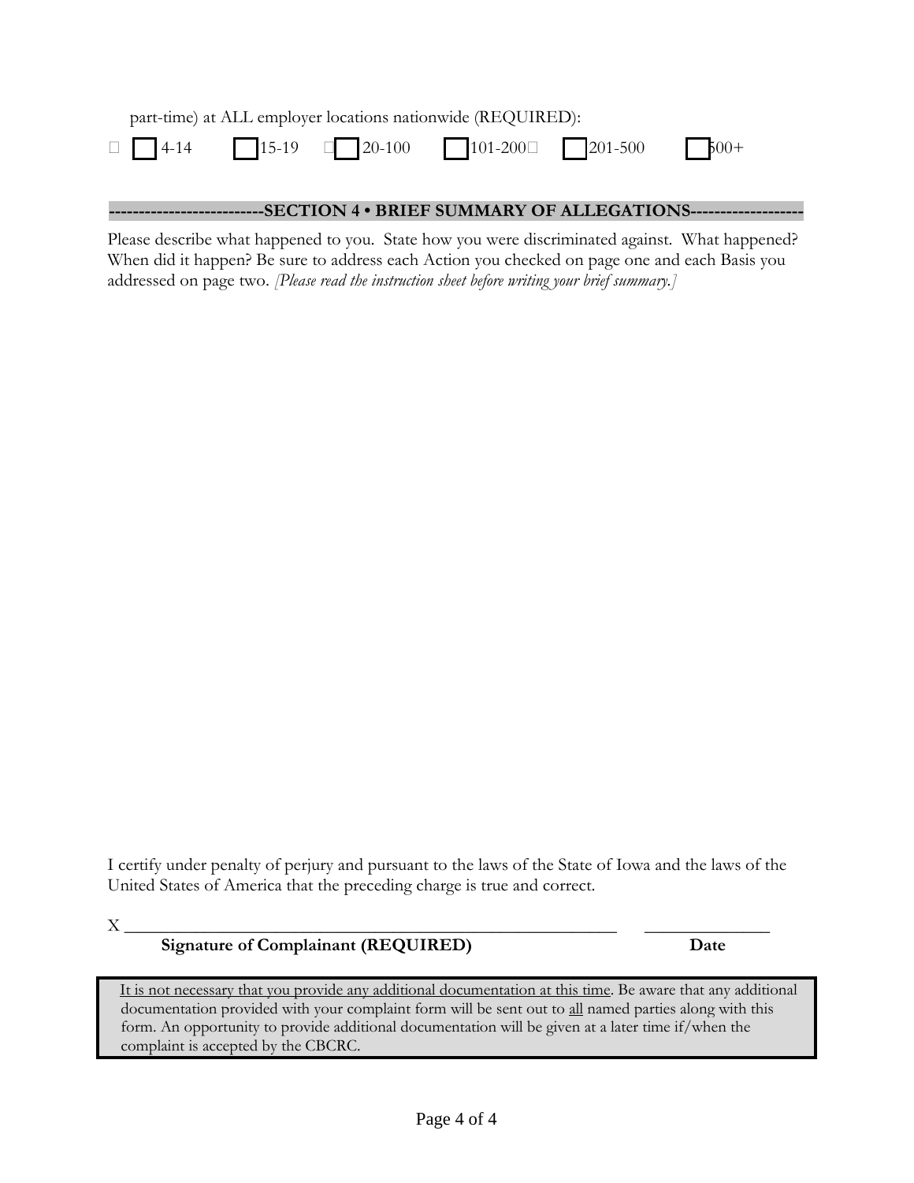part-time) at ALL employer locations nationwide (REQUIRED):

☐ 4-14 ☐ 15-19 ☐ 20-100 ☐ 101-200 ☐ 201-500 ☐ 500+

## -------------------------SECTION 4 • BRIEF SUMMARY OF ALLEGATIONS-------------------

Please describe what happened to you. State how you were discriminated against. What happened? When did it happen? Be sure to address each Action you checked on page one and each Basis you addressed on page two. *[Please read the instruction sheet before writing your brief summary.]*

I certify under penalty of perjury and pursuant to the laws of the State of Iowa and the laws of the United States of America that the preceding charge is true and correct.

X ____________________________________________________ ______________

**Signature of Complainant (REQUIRED)** **Date**

It is not necessary that you provide any additional documentation at this time. Be aware that any additional documentation provided with your complaint form will be sent out to all named parties along with this form. An opportunity to provide additional documentation will be given at a later time if/when the complaint is accepted by the CBCRC.